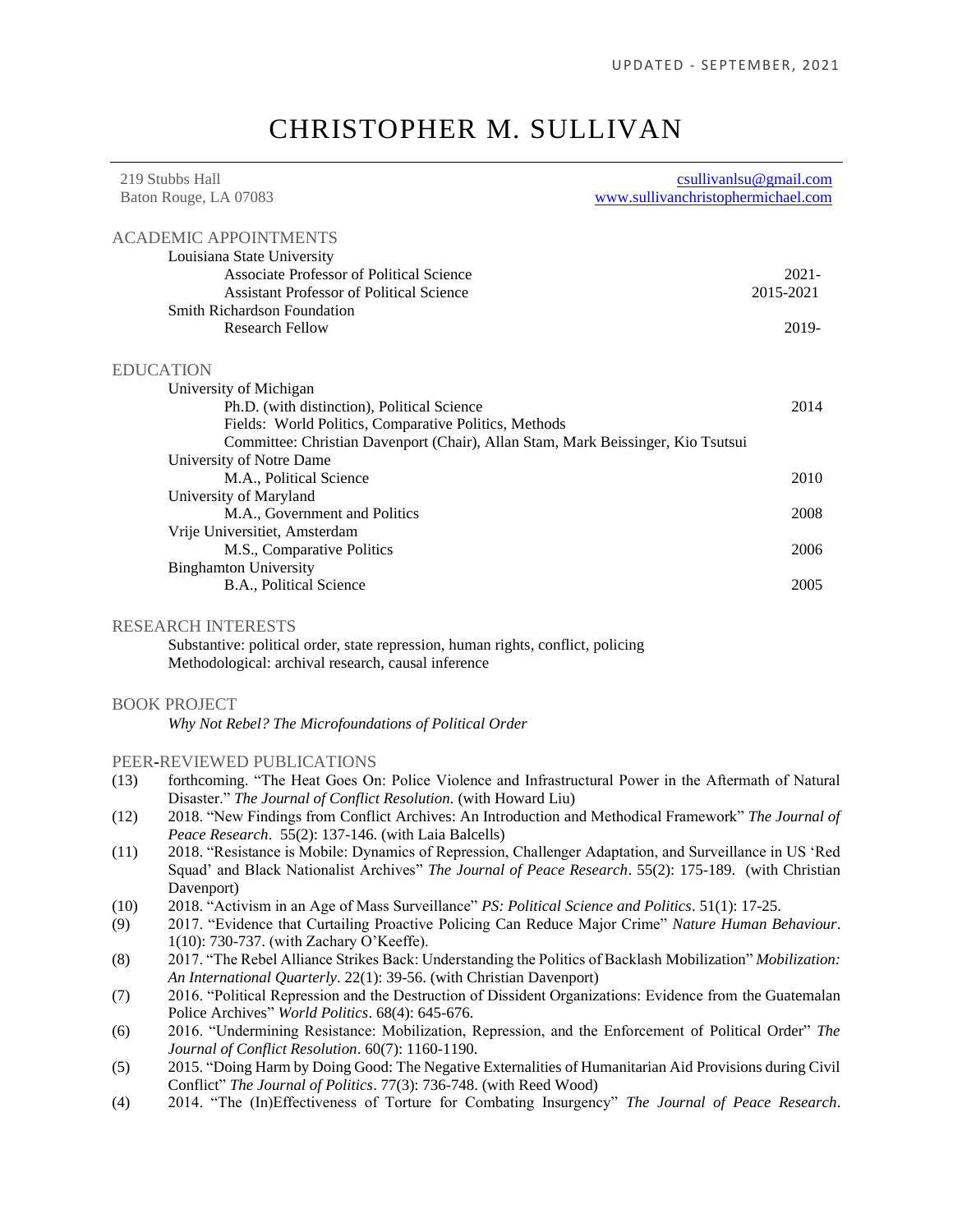UPDATED - SEPTEMBER, 2021

# CHRISTOPHER M. SULLIVAN

219 Stubbs Hall
Baton Rouge, LA 07083

csullivanlsu@gmail.com
www.sullivanchristophermichael.com

## ACADEMIC APPOINTMENTS

Louisiana State University
- Associate Professor of Political Science — 2021-
- Assistant Professor of Political Science — 2015-2021

Smith Richardson Foundation
- Research Fellow — 2019-

## EDUCATION

University of Michigan
- Ph.D. (with distinction), Political Science — 2014
- Fields: World Politics, Comparative Politics, Methods
- Committee: Christian Davenport (Chair), Allan Stam, Mark Beissinger, Kio Tsutsui

University of Notre Dame
- M.A., Political Science — 2010

University of Maryland
- M.A., Government and Politics — 2008

Vrije Universitiet, Amsterdam
- M.S., Comparative Politics — 2006

Binghamton University
- B.A., Political Science — 2005

## RESEARCH INTERESTS

Substantive: political order, state repression, human rights, conflict, policing
Methodological: archival research, causal inference

## BOOK PROJECT

*Why Not Rebel? The Microfoundations of Political Order*

## PEER-REVIEWED PUBLICATIONS

(13) forthcoming. "The Heat Goes On: Police Violence and Infrastructural Power in the Aftermath of Natural Disaster." *The Journal of Conflict Resolution.* (with Howard Liu)

(12) 2018. "New Findings from Conflict Archives: An Introduction and Methodical Framework" *The Journal of Peace Research*. 55(2): 137-146. (with Laia Balcells)

(11) 2018. "Resistance is Mobile: Dynamics of Repression, Challenger Adaptation, and Surveillance in US 'Red Squad' and Black Nationalist Archives" *The Journal of Peace Research*. 55(2): 175-189. (with Christian Davenport)

(10) 2018. "Activism in an Age of Mass Surveillance" *PS: Political Science and Politics*. 51(1): 17-25.

(9) 2017. "Evidence that Curtailing Proactive Policing Can Reduce Major Crime" *Nature Human Behaviour*. 1(10): 730-737. (with Zachary O'Keeffe).

(8) 2017. "The Rebel Alliance Strikes Back: Understanding the Politics of Backlash Mobilization" *Mobilization: An International Quarterly*. 22(1): 39-56. (with Christian Davenport)

(7) 2016. "Political Repression and the Destruction of Dissident Organizations: Evidence from the Guatemalan Police Archives" *World Politics*. 68(4): 645-676.

(6) 2016. "Undermining Resistance: Mobilization, Repression, and the Enforcement of Political Order" *The Journal of Conflict Resolution*. 60(7): 1160-1190.

(5) 2015. "Doing Harm by Doing Good: The Negative Externalities of Humanitarian Aid Provisions during Civil Conflict" *The Journal of Politics*. 77(3): 736-748. (with Reed Wood)

(4) 2014. "The (In)Effectiveness of Torture for Combating Insurgency" *The Journal of Peace Research*.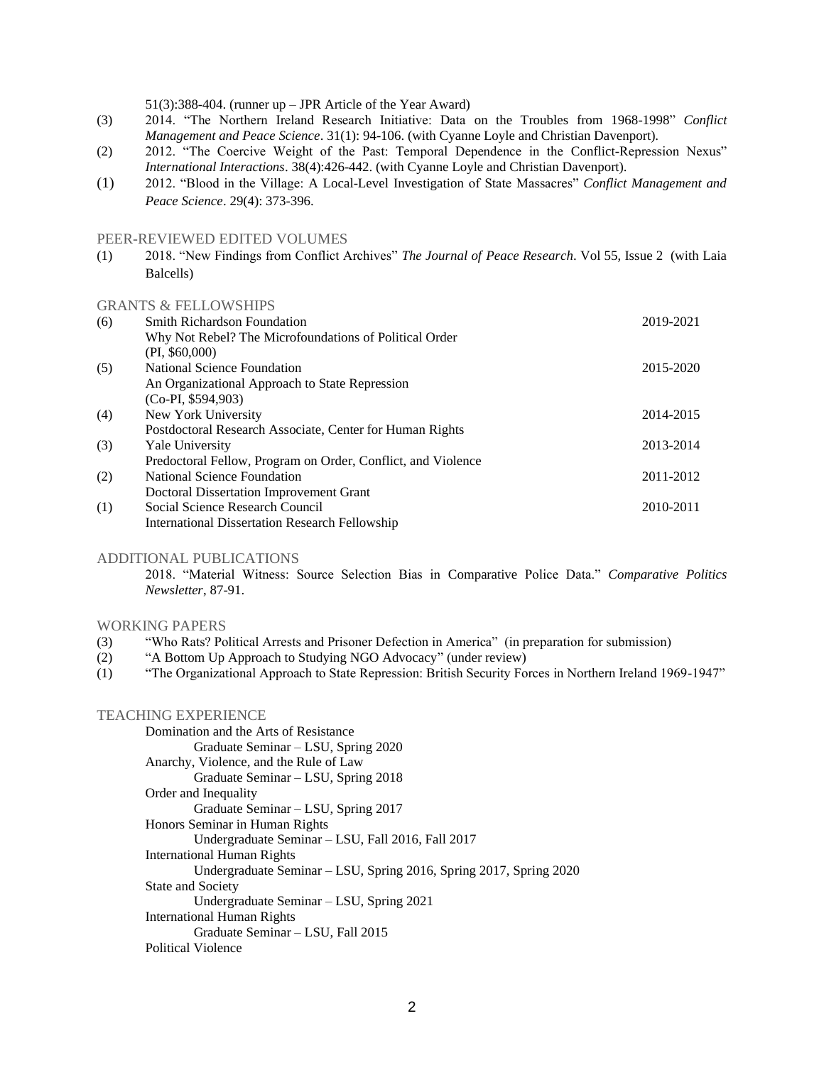51(3):388-404. (runner up – JPR Article of the Year Award)

(3) 2014. "The Northern Ireland Research Initiative: Data on the Troubles from 1968-1998" *Conflict Management and Peace Science*. 31(1): 94-106. (with Cyanne Loyle and Christian Davenport).

(2) 2012. "The Coercive Weight of the Past: Temporal Dependence in the Conflict-Repression Nexus" *International Interactions*. 38(4):426-442. (with Cyanne Loyle and Christian Davenport).

(1) 2012. "Blood in the Village: A Local-Level Investigation of State Massacres" *Conflict Management and Peace Science*. 29(4): 373-396.

## PEER-REVIEWED EDITED VOLUMES

(1) 2018. "New Findings from Conflict Archives" *The Journal of Peace Research*. Vol 55, Issue 2 (with Laia Balcells)

## GRANTS & FELLOWSHIPS

(6) Smith Richardson Foundation — 2019-2021
Why Not Rebel? The Microfoundations of Political Order
(PI, $60,000)

(5) National Science Foundation — 2015-2020
An Organizational Approach to State Repression
(Co-PI, $594,903)

(4) New York University — 2014-2015
Postdoctoral Research Associate, Center for Human Rights

(3) Yale University — 2013-2014
Predoctoral Fellow, Program on Order, Conflict, and Violence

(2) National Science Foundation — 2011-2012
Doctoral Dissertation Improvement Grant

(1) Social Science Research Council — 2010-2011
International Dissertation Research Fellowship

## ADDITIONAL PUBLICATIONS

2018. "Material Witness: Source Selection Bias in Comparative Police Data." *Comparative Politics Newsletter*, 87-91.

## WORKING PAPERS

(3) "Who Rats? Political Arrests and Prisoner Defection in America" (in preparation for submission)

(2) "A Bottom Up Approach to Studying NGO Advocacy" (under review)

(1) "The Organizational Approach to State Repression: British Security Forces in Northern Ireland 1969-1947"

## TEACHING EXPERIENCE

Domination and the Arts of Resistance
  Graduate Seminar – LSU, Spring 2020

Anarchy, Violence, and the Rule of Law
  Graduate Seminar – LSU, Spring 2018

Order and Inequality
  Graduate Seminar – LSU, Spring 2017

Honors Seminar in Human Rights
  Undergraduate Seminar – LSU, Fall 2016, Fall 2017

International Human Rights
  Undergraduate Seminar – LSU, Spring 2016, Spring 2017, Spring 2020

State and Society
  Undergraduate Seminar – LSU, Spring 2021

International Human Rights
  Graduate Seminar – LSU, Fall 2015

Political Violence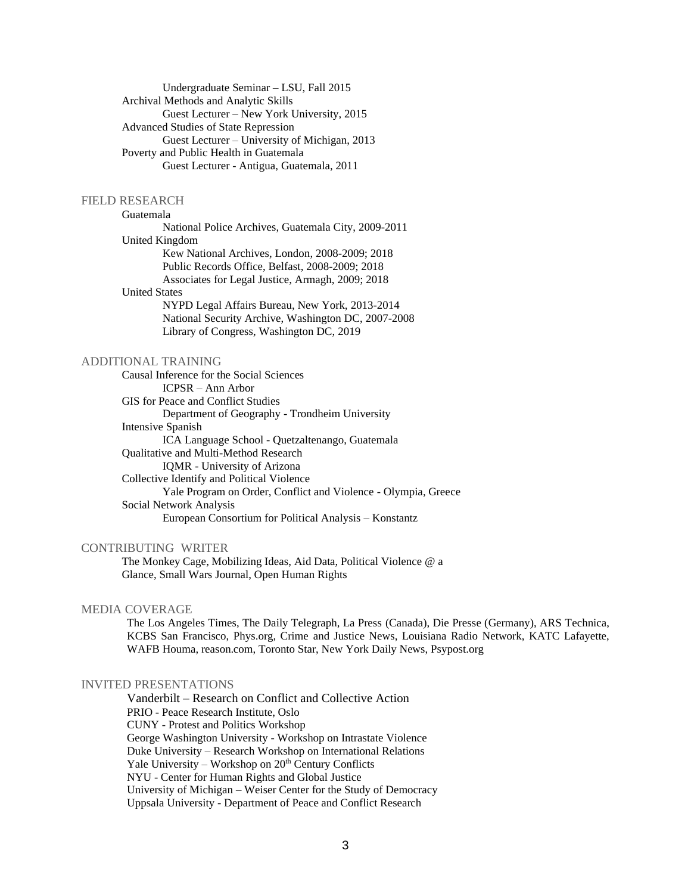Undergraduate Seminar – LSU, Fall 2015

Archival Methods and Analytic Skills
- Guest Lecturer – New York University, 2015

Advanced Studies of State Repression
- Guest Lecturer – University of Michigan, 2013

Poverty and Public Health in Guatemala
- Guest Lecturer - Antigua, Guatemala, 2011

## FIELD RESEARCH

Guatemala
- National Police Archives, Guatemala City, 2009-2011

United Kingdom
- Kew National Archives, London, 2008-2009; 2018
- Public Records Office, Belfast, 2008-2009; 2018
- Associates for Legal Justice, Armagh, 2009; 2018

United States
- NYPD Legal Affairs Bureau, New York, 2013-2014
- National Security Archive, Washington DC, 2007-2008
- Library of Congress, Washington DC, 2019

## ADDITIONAL TRAINING

Causal Inference for the Social Sciences
- ICPSR – Ann Arbor

GIS for Peace and Conflict Studies
- Department of Geography - Trondheim University

Intensive Spanish
- ICA Language School - Quetzaltenango, Guatemala

Qualitative and Multi-Method Research
- IQMR - University of Arizona

Collective Identify and Political Violence
- Yale Program on Order, Conflict and Violence - Olympia, Greece

Social Network Analysis
- European Consortium for Political Analysis – Konstantz

## CONTRIBUTING WRITER

The Monkey Cage, Mobilizing Ideas, Aid Data, Political Violence @ a Glance, Small Wars Journal, Open Human Rights

## MEDIA COVERAGE

The Los Angeles Times, The Daily Telegraph, La Press (Canada), Die Presse (Germany), ARS Technica, KCBS San Francisco, Phys.org, Crime and Justice News, Louisiana Radio Network, KATC Lafayette, WAFB Houma, reason.com, Toronto Star, New York Daily News, Psypost.org

## INVITED PRESENTATIONS

Vanderbilt – Research on Conflict and Collective Action
PRIO - Peace Research Institute, Oslo
CUNY - Protest and Politics Workshop
George Washington University - Workshop on Intrastate Violence
Duke University – Research Workshop on International Relations
Yale University – Workshop on 20th Century Conflicts
NYU - Center for Human Rights and Global Justice
University of Michigan – Weiser Center for the Study of Democracy
Uppsala University - Department of Peace and Conflict Research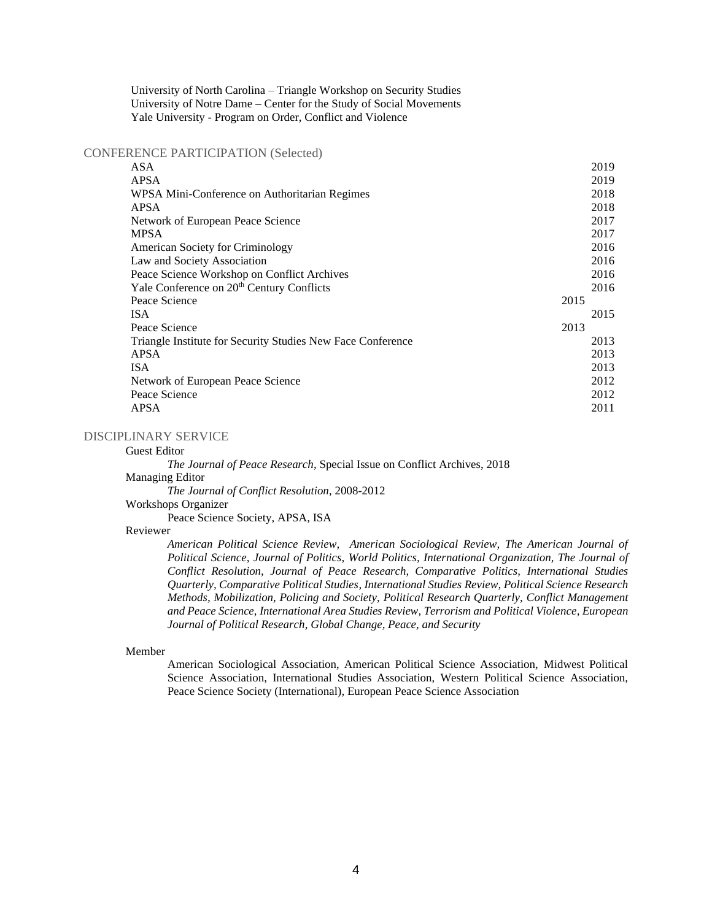University of North Carolina – Triangle Workshop on Security Studies
University of Notre Dame – Center for the Study of Social Movements
Yale University - Program on Order, Conflict and Violence

## CONFERENCE PARTICIPATION (Selected)

| | |
|---|---|
| ASA | 2019 |
| APSA | 2019 |
| WPSA Mini-Conference on Authoritarian Regimes | 2018 |
| APSA | 2018 |
| Network of European Peace Science | 2017 |
| MPSA | 2017 |
| American Society for Criminology | 2016 |
| Law and Society Association | 2016 |
| Peace Science Workshop on Conflict Archives | 2016 |
| Yale Conference on 20th Century Conflicts | 2016 |
| Peace Science | 2015 |
| ISA | 2015 |
| Peace Science | 2013 |
| Triangle Institute for Security Studies New Face Conference | 2013 |
| APSA | 2013 |
| ISA | 2013 |
| Network of European Peace Science | 2012 |
| Peace Science | 2012 |
| APSA | 2011 |

## DISCIPLINARY SERVICE

Guest Editor

*The Journal of Peace Research*, Special Issue on Conflict Archives, 2018

Managing Editor

*The Journal of Conflict Resolution*, 2008-2012

Workshops Organizer

Peace Science Society, APSA, ISA

Reviewer

*American Political Science Review, American Sociological Review, The American Journal of Political Science, Journal of Politics, World Politics, International Organization, The Journal of Conflict Resolution, Journal of Peace Research, Comparative Politics, International Studies Quarterly, Comparative Political Studies, International Studies Review, Political Science Research Methods, Mobilization, Policing and Society, Political Research Quarterly, Conflict Management and Peace Science, International Area Studies Review, Terrorism and Political Violence, European Journal of Political Research, Global Change, Peace, and Security*

Member

American Sociological Association, American Political Science Association, Midwest Political Science Association, International Studies Association, Western Political Science Association, Peace Science Society (International), European Peace Science Association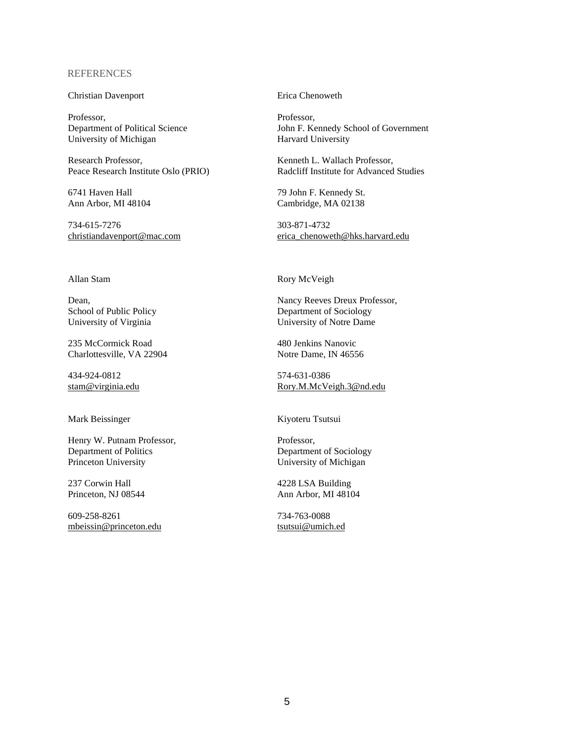## REFERENCES

Christian Davenport

Professor,
Department of Political Science
University of Michigan

Research Professor,
Peace Research Institute Oslo (PRIO)

6741 Haven Hall
Ann Arbor, MI 48104

734-615-7276
christiandavenport@mac.com

Erica Chenoweth

Professor,
John F. Kennedy School of Government
Harvard University

Kenneth L. Wallach Professor,
Radcliff Institute for Advanced Studies

79 John F. Kennedy St.
Cambridge, MA 02138

303-871-4732
erica_chenoweth@hks.harvard.edu

Allan Stam

Dean,
School of Public Policy
University of Virginia

235 McCormick Road
Charlottesville, VA 22904

434-924-0812
stam@virginia.edu

Rory McVeigh

Nancy Reeves Dreux Professor,
Department of Sociology
University of Notre Dame

480 Jenkins Nanovic
Notre Dame, IN 46556

574-631-0386
Rory.M.McVeigh.3@nd.edu

Mark Beissinger

Henry W. Putnam Professor,
Department of Politics
Princeton University

237 Corwin Hall
Princeton, NJ 08544

609-258-8261
mbeissin@princeton.edu

Kiyoteru Tsutsui

Professor,
Department of Sociology
University of Michigan

4228 LSA Building
Ann Arbor, MI 48104

734-763-0088
tsutsui@umich.ed